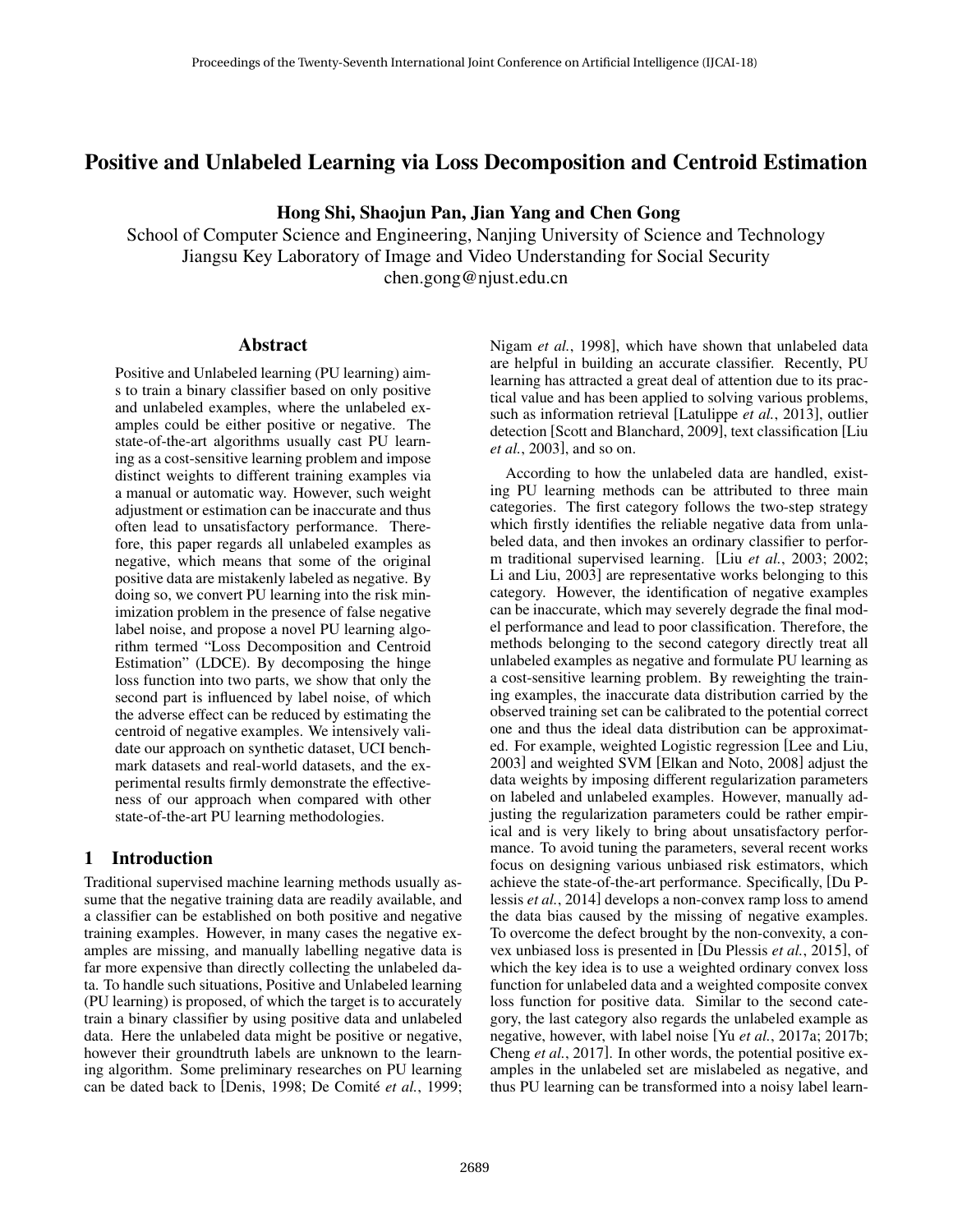# Positive and Unlabeled Learning via Loss Decomposition and Centroid Estimation

**Hong Shi, Shaojun Pan, Jian Yang and Chen Gong**

School of Computer Science and Engineering, Nanjing University of Science and Technology
Jiangsu Key Laboratory of Image and Video Understanding for Social Security
chen.gong@njust.edu.cn

## Abstract

Positive and Unlabeled learning (PU learning) aims to train a binary classifier based on only positive and unlabeled examples, where the unlabeled examples could be either positive or negative. The state-of-the-art algorithms usually cast PU learning as a cost-sensitive learning problem and impose distinct weights to different training examples via a manual or automatic way. However, such weight adjustment or estimation can be inaccurate and thus often lead to unsatisfactory performance. Therefore, this paper regards all unlabeled examples as negative, which means that some of the original positive data are mistakenly labeled as negative. By doing so, we convert PU learning into the risk minimization problem in the presence of false negative label noise, and propose a novel PU learning algorithm termed "Loss Decomposition and Centroid Estimation" (LDCE). By decomposing the hinge loss function into two parts, we show that only the second part is influenced by label noise, of which the adverse effect can be reduced by estimating the centroid of negative examples. We intensively validate our approach on synthetic dataset, UCI benchmark datasets and real-world datasets, and the experimental results firmly demonstrate the effectiveness of our approach when compared with other state-of-the-art PU learning methodologies.

## 1 Introduction

Traditional supervised machine learning methods usually assume that the negative training data are readily available, and a classifier can be established on both positive and negative training examples. However, in many cases the negative examples are missing, and manually labelling negative data is far more expensive than directly collecting the unlabeled data. To handle such situations, Positive and Unlabeled learning (PU learning) is proposed, of which the target is to accurately train a binary classifier by using positive data and unlabeled data. Here the unlabeled data might be positive or negative, however their groundtruth labels are unknown to the learning algorithm. Some preliminary researches on PU learning can be dated back to [Denis, 1998; De Comité *et al.*, 1999; Nigam *et al.*, 1998], which have shown that unlabeled data are helpful in building an accurate classifier. Recently, PU learning has attracted a great deal of attention due to its practical value and has been applied to solving various problems, such as information retrieval [Latulippe *et al.*, 2013], outlier detection [Scott and Blanchard, 2009], text classification [Liu *et al.*, 2003], and so on.

According to how the unlabeled data are handled, existing PU learning methods can be attributed to three main categories. The first category follows the two-step strategy which firstly identifies the reliable negative data from unlabeled data, and then invokes an ordinary classifier to perform traditional supervised learning. [Liu *et al.*, 2003; 2002; Li and Liu, 2003] are representative works belonging to this category. However, the identification of negative examples can be inaccurate, which may severely degrade the final model performance and lead to poor classification. Therefore, the methods belonging to the second category directly treat all unlabeled examples as negative and formulate PU learning as a cost-sensitive learning problem. By reweighting the training examples, the inaccurate data distribution carried by the observed training set can be calibrated to the potential correct one and thus the ideal data distribution can be approximated. For example, weighted Logistic regression [Lee and Liu, 2003] and weighted SVM [Elkan and Noto, 2008] adjust the data weights by imposing different regularization parameters on labeled and unlabeled examples. However, manually adjusting the regularization parameters could be rather empirical and is very likely to bring about unsatisfactory performance. To avoid tuning the parameters, several recent works focus on designing various unbiased risk estimators, which achieve the state-of-the-art performance. Specifically, [Du Plessis *et al.*, 2014] develops a non-convex ramp loss to amend the data bias caused by the missing of negative examples. To overcome the defect brought by the non-convexity, a convex unbiased loss is presented in [Du Plessis *et al.*, 2015], of which the key idea is to use a weighted ordinary convex loss function for unlabeled data and a weighted composite convex loss function for positive data. Similar to the second category, the last category also regards the unlabeled example as negative, however, with label noise [Yu *et al.*, 2017a; 2017b; Cheng *et al.*, 2017]. In other words, the potential positive examples in the unlabeled set are mislabeled as negative, and thus PU learning can be transformed into a noisy label learn-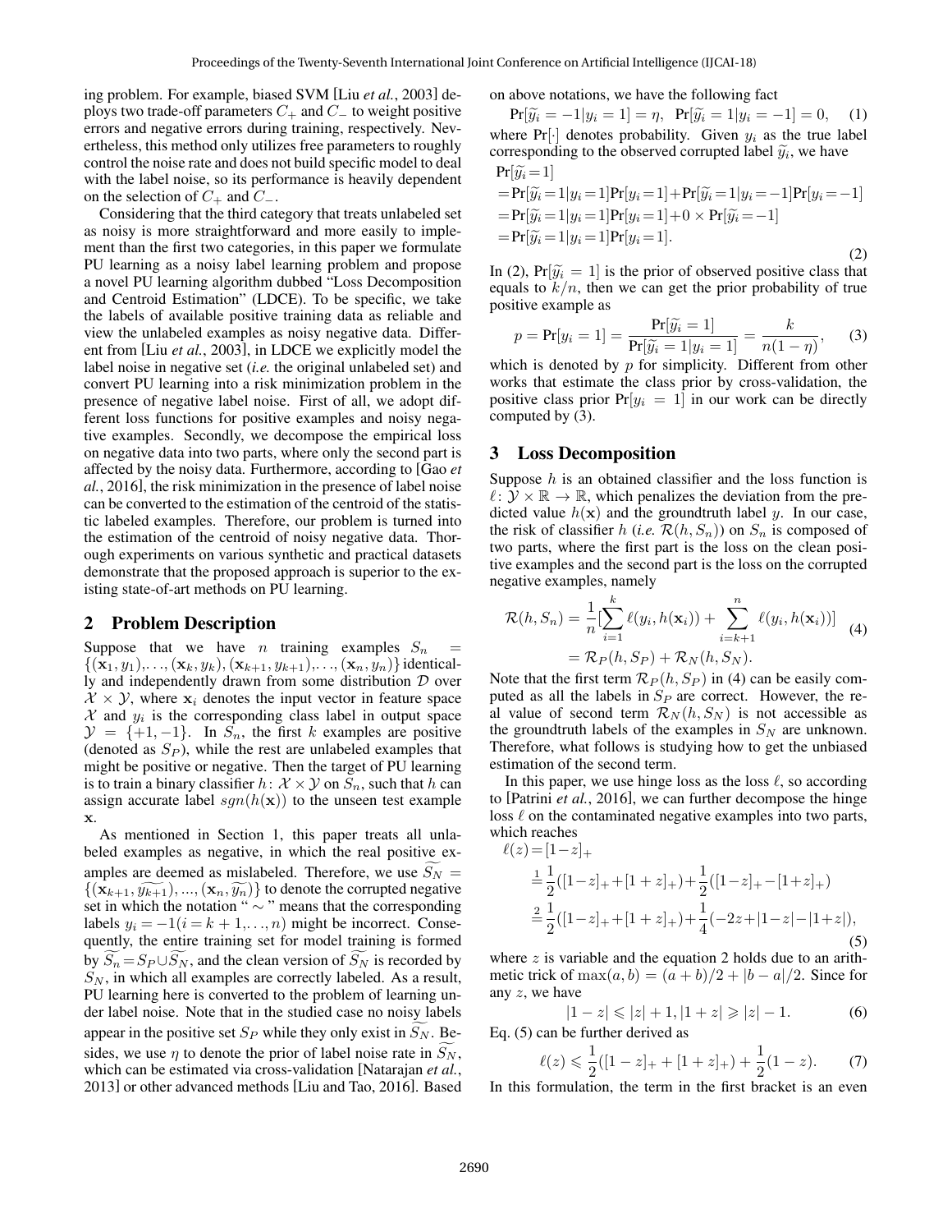ing problem. For example, biased SVM [Liu *et al.*, 2003] deploys two trade-off parameters $C_+$ and $C_-$ to weight positive errors and negative errors during training, respectively. Nevertheless, this method only utilizes free parameters to roughly control the noise rate and does not build specific model to deal with the label noise, so its performance is heavily dependent on the selection of $C_+$ and $C_-$.

Considering that the third category that treats unlabeled set as noisy is more straightforward and more easily to implement than the first two categories, in this paper we formulate PU learning as a noisy label learning problem and propose a novel PU learning algorithm dubbed "Loss Decomposition and Centroid Estimation" (LDCE). To be specific, we take the labels of available positive training data as reliable and view the unlabeled examples as noisy negative data. Different from [Liu *et al.*, 2003], in LDCE we explicitly model the label noise in negative set (*i.e.* the original unlabeled set) and convert PU learning into a risk minimization problem in the presence of negative label noise. First of all, we adopt different loss functions for positive examples and noisy negative examples. Secondly, we decompose the empirical loss on negative data into two parts, where only the second part is affected by the noisy data. Furthermore, according to [Gao *et al.*, 2016], the risk minimization in the presence of label noise can be converted to the estimation of the centroid of the statistic labeled examples. Therefore, our problem is turned into the estimation of the centroid of noisy negative data. Thorough experiments on various synthetic and practical datasets demonstrate that the proposed approach is superior to the existing state-of-art methods on PU learning.

## 2 Problem Description

Suppose that we have $n$ training examples $S_n = \{(\mathbf{x}_1, y_1),\ldots,(\mathbf{x}_k, y_k),(\mathbf{x}_{k+1}, y_{k+1}),\ldots,(\mathbf{x}_n, y_n)\}$ identically and independently drawn from some distribution $\mathcal{D}$ over $\mathcal{X}\times\mathcal{Y}$, where $\mathbf{x}_i$ denotes the input vector in feature space $\mathcal{X}$ and $y_i$ is the corresponding class label in output space $\mathcal{Y} = \{+1, -1\}$. In $S_n$, the first $k$ examples are positive (denoted as $S_P$), while the rest are unlabeled examples that might be positive or negative. Then the target of PU learning is to train a binary classifier $h\colon \mathcal{X}\times\mathcal{Y}$ on $S_n$, such that $h$ can assign accurate label $sgn(h(\mathbf{x}))$ to the unseen test example $\mathbf{x}$.

As mentioned in Section 1, this paper treats all unlabeled examples as negative, in which the real positive examples are deemed as mislabeled. Therefore, we use $\widetilde{S_N} = \{(\mathbf{x}_{k+1}, \widetilde{y_{k+1}}),\ldots,(\mathbf{x}_n, \widetilde{y_n})\}$ to denote the corrupted negative set in which the notation "$\sim$" means that the corresponding labels $y_i = -1 (i = k+1,\ldots,n)$ might be incorrect. Consequently, the entire training set for model training is formed by $\widetilde{S_n} = S_P \cup \widetilde{S_N}$, and the clean version of $\widetilde{S_N}$ is recorded by $S_N$, in which all examples are correctly labeled. As a result, PU learning here is converted to the problem of learning under label noise. Note that in the studied case no noisy labels appear in the positive set $S_P$ while they only exist in $\widetilde{S_N}$. Besides, we use $\eta$ to denote the prior of label noise rate in $\widetilde{S_N}$, which can be estimated via cross-validation [Natarajan *et al.*, 2013] or other advanced methods [Liu and Tao, 2016]. Based on above notations, we have the following fact

$$\Pr[\widetilde{y_i} = -1|y_i = 1] = \eta,\ \ \Pr[\widetilde{y_i} = 1|y_i = -1] = 0, \tag{1}$$

where $\Pr[\cdot]$ denotes probability. Given $y_i$ as the true label corresponding to the observed corrupted label $\widetilde{y_i}$, we have

$$\begin{aligned}
&\Pr[\widetilde{y_i}=1]\\
&=\Pr[\widetilde{y_i}=1|y_i=1]\Pr[y_i=1]+\Pr[\widetilde{y_i}=1|y_i=-1]\Pr[y_i=-1]\\
&=\Pr[\widetilde{y_i}=1|y_i=1]\Pr[y_i=1]+0\times\Pr[\widetilde{y_i}=-1]\\
&=\Pr[\widetilde{y_i}=1|y_i=1]\Pr[y_i=1].
\end{aligned} \tag{2}$$

In (2), $\Pr[\widetilde{y_i} = 1]$ is the prior of observed positive class that equals to $k/n$, then we can get the prior probability of true positive example as

$$p = \Pr[y_i = 1] = \frac{\Pr[\widetilde{y_i} = 1]}{\Pr[\widetilde{y_i} = 1|y_i = 1]} = \frac{k}{n(1-\eta)}, \tag{3}$$

which is denoted by $p$ for simplicity. Different from other works that estimate the class prior by cross-validation, the positive class prior $\Pr[y_i = 1]$ in our work can be directly computed by (3).

## 3 Loss Decomposition

Suppose $h$ is an obtained classifier and the loss function is $\ell\colon \mathcal{Y}\times\mathbb{R}\to\mathbb{R}$, which penalizes the deviation from the predicted value $h(\mathbf{x})$ and the groundtruth label $y$. In our case, the risk of classifier $h$ (*i.e.* $\mathcal{R}(h, S_n)$) on $S_n$ is composed of two parts, where the first part is the loss on the clean positive examples and the second part is the loss on the corrupted negative examples, namely

$$\begin{aligned}
\mathcal{R}(h, S_n) &= \frac{1}{n}\Big[\sum_{i=1}^{k}\ell(y_i, h(\mathbf{x}_i)) + \sum_{i=k+1}^{n}\ell(y_i, h(\mathbf{x}_i))\Big]\\
&= \mathcal{R}_P(h, S_P) + \mathcal{R}_N(h, S_N).
\end{aligned} \tag{4}$$

Note that the first term $\mathcal{R}_P(h, S_P)$ in (4) can be easily computed as all the labels in $S_P$ are correct. However, the real value of second term $\mathcal{R}_N(h, S_N)$ is not accessible as the groundtruth labels of the examples in $S_N$ are unknown. Therefore, what follows is studying how to get the unbiased estimation of the second term.

In this paper, we use hinge loss as the loss $\ell$, so according to [Patrini *et al.*, 2016], we can further decompose the hinge loss $\ell$ on the contaminated negative examples into two parts, which reaches

$$\begin{aligned}
\ell(z) &= [1-z]_+\\
&\overset{1}{=}\frac{1}{2}([1-z]_+ + [1+z]_+) + \frac{1}{2}([1-z]_+ - [1+z]_+)\\
&\overset{2}{=}\frac{1}{2}([1-z]_+ + [1+z]_+) + \frac{1}{4}(-2z + |1-z| - |1+z|),
\end{aligned} \tag{5}$$

where $z$ is variable and the equation 2 holds due to an arithmetic trick of $\max(a, b) = (a + b)/2 + |b - a|/2$. Since for any $z$, we have

$$|1 - z| \leqslant |z| + 1, |1 + z| \geqslant |z| - 1. \tag{6}$$

Eq. (5) can be further derived as

$$\ell(z) \leqslant \frac{1}{2}([1 - z]_+ + [1 + z]_+) + \frac{1}{2}(1 - z). \tag{7}$$

In this formulation, the term in the first bracket is an even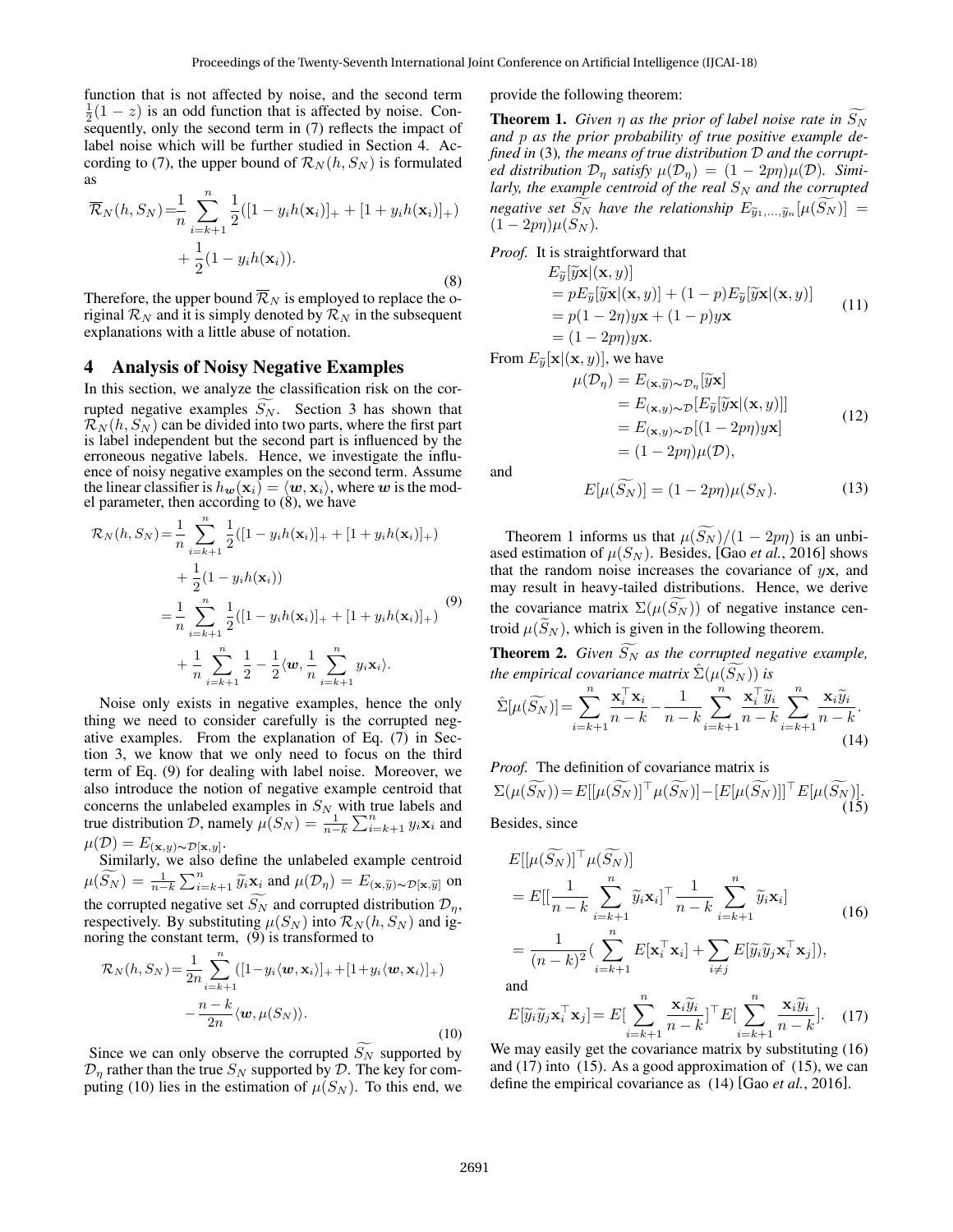function that is not affected by noise, and the second term $\frac{1}{2}(1-z)$ is an odd function that is affected by noise. Consequently, only the second term in (7) reflects the impact of label noise which will be further studied in Section 4. According to (7), the upper bound of $\mathcal{R}_N(h, S_N)$ is formulated as

$$\overline{\mathcal{R}}_N(h, S_N) = \frac{1}{n}\sum_{i=k+1}^{n}\frac{1}{2}([1-y_i h(\mathbf{x}_i)]_+ + [1+y_i h(\mathbf{x}_i)]_+) + \frac{1}{2}(1-y_i h(\mathbf{x}_i)). \tag{8}$$

Therefore, the upper bound $\overline{\mathcal{R}}_N$ is employed to replace the original $\mathcal{R}_N$ and it is simply denoted by $\mathcal{R}_N$ in the subsequent explanations with a little abuse of notation.

## 4 Analysis of Noisy Negative Examples

In this section, we analyze the classification risk on the corrupted negative examples $\widetilde{S_N}$. Section 3 has shown that $\mathcal{R}_N(h, S_N)$ can be divided into two parts, where the first part is label independent but the second part is influenced by the erroneous negative labels. Hence, we investigate the influence of noisy negative examples on the second term. Assume the linear classifier is $h_{\boldsymbol{w}}(\mathbf{x}_i) = \langle \boldsymbol{w}, \mathbf{x}_i \rangle$, where $\boldsymbol{w}$ is the model parameter, then according to (8), we have

$$\begin{aligned}\mathcal{R}_N(h, S_N) &= \frac{1}{n}\sum_{i=k+1}^{n}\frac{1}{2}([1-y_i h(\mathbf{x}_i)]_+ + [1+y_i h(\mathbf{x}_i)]_+) + \frac{1}{2}(1-y_i h(\mathbf{x}_i)) \\ &= \frac{1}{n}\sum_{i=k+1}^{n}\frac{1}{2}([1-y_i h(\mathbf{x}_i)]_+ + [1+y_i h(\mathbf{x}_i)]_+) + \frac{1}{n}\sum_{i=k+1}^{n}\frac{1}{2} - \frac{1}{2}\langle \boldsymbol{w}, \frac{1}{n}\sum_{i=k+1}^{n} y_i \mathbf{x}_i \rangle.\end{aligned} \tag{9}$$

Noise only exists in negative examples, hence the only thing we need to consider carefully is the corrupted negative examples. From the explanation of Eq. (7) in Section 3, we know that we only need to focus on the third term of Eq. (9) for dealing with label noise. Moreover, we also introduce the notion of negative example centroid that concerns the unlabeled examples in $S_N$ with true labels and true distribution $\mathcal{D}$, namely $\mu(S_N) = \frac{1}{n-k}\sum_{i=k+1}^{n} y_i \mathbf{x}_i$ and $\mu(\mathcal{D}) = E_{(\mathbf{x},y)\sim\mathcal{D}[\mathbf{x},y]}$.

Similarly, we also define the unlabeled example centroid $\mu(\widetilde{S_N}) = \frac{1}{n-k}\sum_{i=k+1}^{n} \widetilde{y}_i \mathbf{x}_i$ and $\mu(\mathcal{D}_\eta) = E_{(\mathbf{x},\widetilde{y})\sim\mathcal{D}[\mathbf{x},\widetilde{y}]}$ on the corrupted negative set $\widetilde{S_N}$ and corrupted distribution $\mathcal{D}_\eta$, respectively. By substituting $\mu(S_N)$ into $\mathcal{R}_N(h, S_N)$ and ignoring the constant term, (9) is transformed to

$$\mathcal{R}_N(h, S_N) = \frac{1}{2n}\sum_{i=k+1}^{n}([1-y_i\langle \boldsymbol{w}, \mathbf{x}_i\rangle]_+ + [1+y_i\langle \boldsymbol{w}, \mathbf{x}_i\rangle]_+) - \frac{n-k}{2n}\langle \boldsymbol{w}, \mu(S_N)\rangle. \tag{10}$$

Since we can only observe the corrupted $\widetilde{S_N}$ supported by $\mathcal{D}_\eta$ rather than the true $S_N$ supported by $\mathcal{D}$. The key for computing (10) lies in the estimation of $\mu(S_N)$. To this end, we provide the following theorem:

**Theorem 1.** *Given $\eta$ as the prior of label noise rate in $\widetilde{S_N}$ and $p$ as the prior probability of true positive example defined in* (3)*, the means of true distribution $\mathcal{D}$ and the corrupted distribution $\mathcal{D}_\eta$ satisfy $\mu(\mathcal{D}_\eta) = (1-2p\eta)\mu(\mathcal{D})$. Similarly, the example centroid of the real $S_N$ and the corrupted negative set $\widetilde{S_N}$ have the relationship $E_{\widetilde{y}_1,\ldots,\widetilde{y}_n}[\mu(\widetilde{S_N})] = (1-2p\eta)\mu(S_N)$.*

*Proof.* It is straightforward that

$$\begin{aligned} &E_{\widetilde{y}}[\widetilde{y}\mathbf{x}|(\mathbf{x},y)] \\ &= pE_{\widetilde{y}}[\widetilde{y}\mathbf{x}|(\mathbf{x},y)] + (1-p)E_{\widetilde{y}}[\widetilde{y}\mathbf{x}|(\mathbf{x},y)] \\ &= p(1-2\eta)y\mathbf{x} + (1-p)y\mathbf{x} \\ &= (1-2p\eta)y\mathbf{x}. \end{aligned} \tag{11}$$

From $E_{\widetilde{y}}[\mathbf{x}|(\mathbf{x},y)]$, we have

$$\begin{aligned} \mu(\mathcal{D}_\eta) &= E_{(\mathbf{x},\widetilde{y})\sim\mathcal{D}_\eta}[\widetilde{y}\mathbf{x}] \\ &= E_{(\mathbf{x},y)\sim\mathcal{D}}[E_{\widetilde{y}}[\widetilde{y}\mathbf{x}|(\mathbf{x},y)]] \\ &= E_{(\mathbf{x},y)\sim\mathcal{D}}[(1-2p\eta)y\mathbf{x}] \\ &= (1-2p\eta)\mu(\mathcal{D}), \end{aligned} \tag{12}$$

and

$$E[\mu(\widetilde{S_N})] = (1-2p\eta)\mu(S_N). \tag{13}$$

Theorem 1 informs us that $\mu(\widetilde{S_N})/(1-2p\eta)$ is an unbiased estimation of $\mu(S_N)$. Besides, [Gao *et al.*, 2016] shows that the random noise increases the covariance of $y\mathbf{x}$, and may result in heavy-tailed distributions. Hence, we derive the covariance matrix $\Sigma(\mu(\widetilde{S_N}))$ of negative instance centroid $\mu(\widetilde{S}_N)$, which is given in the following theorem.

**Theorem 2.** *Given $\widetilde{S_N}$ as the corrupted negative example, the empirical covariance matrix $\hat{\Sigma}(\mu(\widetilde{S_N}))$ is*

$$\hat{\Sigma}[\mu(\widetilde{S_N})] = \sum_{i=k+1}^{n}\frac{\mathbf{x}_i^\top\mathbf{x}_i}{n-k} - \frac{1}{n-k}\sum_{i=k+1}^{n}\frac{\mathbf{x}_i^\top\widetilde{y}_i}{n-k}\sum_{i=k+1}^{n}\frac{\mathbf{x}_i\widetilde{y}_i}{n-k}. \tag{14}$$

*Proof.* The definition of covariance matrix is

$$\Sigma(\mu(\widetilde{S_N})) = E[[\mu(\widetilde{S_N})]^\top\mu(\widetilde{S_N})] - [E[\mu(\widetilde{S_N})]]^\top E[\mu(\widetilde{S_N})]. \tag{15}$$

Besides, since

$$\begin{aligned} &E[[\mu(\widetilde{S_N})]^\top\mu(\widetilde{S_N})] \\ &= E[[\frac{1}{n-k}\sum_{i=k+1}^{n}\widetilde{y}_i\mathbf{x}_i]^\top\frac{1}{n-k}\sum_{i=k+1}^{n}\widetilde{y}_i\mathbf{x}_i] \\ &= \frac{1}{(n-k)^2}(\sum_{i=k+1}^{n}E[\mathbf{x}_i^\top\mathbf{x}_i] + \sum_{i\neq j}E[\widetilde{y}_i\widetilde{y}_j\mathbf{x}_i^\top\mathbf{x}_j]), \end{aligned} \tag{16}$$

and

$$E[\widetilde{y}_i\widetilde{y}_j\mathbf{x}_i^\top\mathbf{x}_j] = E[\sum_{i=k+1}^{n}\frac{\mathbf{x}_i\widetilde{y}_i}{n-k}]^\top E[\sum_{i=k+1}^{n}\frac{\mathbf{x}_i\widetilde{y}_i}{n-k}]. \tag{17}$$

We may easily get the covariance matrix by substituting (16) and (17) into (15). As a good approximation of (15), we can define the empirical covariance as (14) [Gao *et al.*, 2016].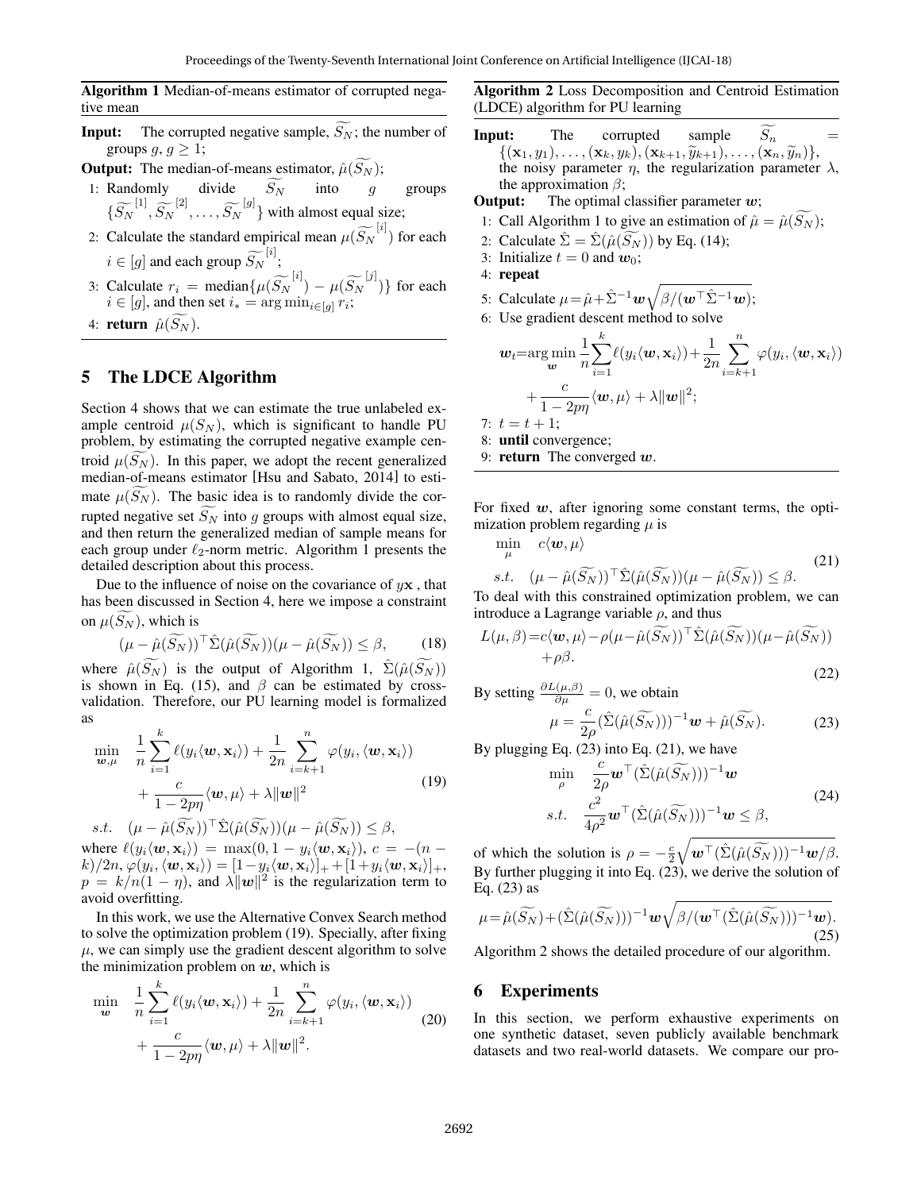**Algorithm 1** Median-of-means estimator of corrupted negative mean

**Input:** The corrupted negative sample, $\widetilde{S_N}$; the number of groups $g$, $g \geq 1$;

**Output:** The median-of-means estimator, $\hat{\mu}(\widetilde{S_N})$;

1: Randomly divide $\widetilde{S_N}$ into $g$ groups $\{\widetilde{S_N}^{[1]}, \widetilde{S_N}^{[2]}, \ldots, \widetilde{S_N}^{[g]}\}$ with almost equal size;

2: Calculate the standard empirical mean $\mu(\widetilde{S_N}^{[i]})$ for each $i \in [g]$ and each group $\widetilde{S_N}^{[i]}$;

3: Calculate $r_i = \text{median}\{\mu(\widetilde{S_N}^{[i]}) - \mu(\widetilde{S_N}^{[j]})\}$ for each $i \in [g]$, and then set $i_* = \arg\min_{i \in [g]} r_i$;

4: **return** $\hat{\mu}(\widetilde{S_N})$.

## 5 The LDCE Algorithm

Section 4 shows that we can estimate the true unlabeled example centroid $\mu(S_N)$, which is significant to handle PU problem, by estimating the corrupted negative example centroid $\mu(\widetilde{S_N})$. In this paper, we adopt the recent generalized median-of-means estimator [Hsu and Sabato, 2014] to estimate $\mu(\widetilde{S_N})$. The basic idea is to randomly divide the corrupted negative set $\widetilde{S_N}$ into $g$ groups with almost equal size, and then return the generalized median of sample means for each group under $\ell_2$-norm metric. Algorithm 1 presents the detailed description about this process.

Due to the influence of noise on the covariance of $y\mathbf{x}$, that has been discussed in Section 4, here we impose a constraint on $\mu(\widetilde{S_N})$, which is

$$(\mu - \hat{\mu}(\widetilde{S_N}))^\top \hat{\Sigma}(\hat{\mu}(\widetilde{S_N}))(\mu - \hat{\mu}(\widetilde{S_N})) \leq \beta, \tag{18}$$

where $\hat{\mu}(\widetilde{S_N})$ is the output of Algorithm 1, $\hat{\Sigma}(\hat{\mu}(\widetilde{S_N}))$ is shown in Eq. (15), and $\beta$ can be estimated by cross-validation. Therefore, our PU learning model is formalized as

$$\begin{aligned} \min_{\boldsymbol{w},\mu} \quad & \frac{1}{n}\sum_{i=1}^{k} \ell(y_i\langle \boldsymbol{w}, \mathbf{x}_i\rangle) + \frac{1}{2n}\sum_{i=k+1}^{n} \varphi(y_i, \langle \boldsymbol{w}, \mathbf{x}_i\rangle) \\ & + \frac{c}{1-2p\eta}\langle \boldsymbol{w}, \mu\rangle + \lambda\|\boldsymbol{w}\|^2 \\ s.t. \quad & (\mu - \hat{\mu}(\widetilde{S_N}))^\top \hat{\Sigma}(\hat{\mu}(\widetilde{S_N}))(\mu - \hat{\mu}(\widetilde{S_N})) \leq \beta, \end{aligned} \tag{19}$$

where $\ell(y_i\langle \boldsymbol{w}, \mathbf{x}_i\rangle) = \max(0, 1 - y_i\langle \boldsymbol{w}, \mathbf{x}_i\rangle)$, $c = -(n-k)/2n$, $\varphi(y_i, \langle \boldsymbol{w}, \mathbf{x}_i\rangle) = [1 - y_i\langle \boldsymbol{w}, \mathbf{x}_i\rangle]_+ + [1 + y_i\langle \boldsymbol{w}, \mathbf{x}_i\rangle]_+$, $p = k/n(1-\eta)$, and $\lambda\|\boldsymbol{w}\|^2$ is the regularization term to avoid overfitting.

In this work, we use the Alternative Convex Search method to solve the optimization problem (19). Specially, after fixing $\mu$, we can simply use the gradient descent algorithm to solve the minimization problem on $\boldsymbol{w}$, which is

$$\begin{aligned} \min_{\boldsymbol{w}} \quad & \frac{1}{n}\sum_{i=1}^{k} \ell(y_i\langle \boldsymbol{w}, \mathbf{x}_i\rangle) + \frac{1}{2n}\sum_{i=k+1}^{n} \varphi(y_i, \langle \boldsymbol{w}, \mathbf{x}_i\rangle) \\ & + \frac{c}{1-2p\eta}\langle \boldsymbol{w}, \mu\rangle + \lambda\|\boldsymbol{w}\|^2. \end{aligned} \tag{20}$$

For fixed $\boldsymbol{w}$, after ignoring some constant terms, the optimization problem regarding $\mu$ is

$$\begin{aligned} \min_{\mu} \quad & c\langle \boldsymbol{w}, \mu\rangle \\ s.t. \quad & (\mu - \hat{\mu}(\widetilde{S_N}))^\top \hat{\Sigma}(\hat{\mu}(\widetilde{S_N}))(\mu - \hat{\mu}(\widetilde{S_N})) \leq \beta. \end{aligned} \tag{21}$$

To deal with this constrained optimization problem, we can introduce a Lagrange variable $\rho$, and thus

$$\begin{aligned} L(\mu, \beta) = & c\langle \boldsymbol{w}, \mu\rangle - \rho(\mu - \hat{\mu}(\widetilde{S_N}))^\top \hat{\Sigma}(\hat{\mu}(\widetilde{S_N}))(\mu - \hat{\mu}(\widetilde{S_N})) \\ & + \rho\beta. \end{aligned} \tag{22}$$

By setting $\frac{\partial L(\mu,\beta)}{\partial \mu} = 0$, we obtain

$$\mu = \frac{c}{2\rho}(\hat{\Sigma}(\hat{\mu}(\widetilde{S_N})))^{-1}\boldsymbol{w} + \hat{\mu}(\widetilde{S_N}). \tag{23}$$

By plugging Eq. (23) into Eq. (21), we have

$$\begin{aligned} \min_{\rho} \quad & \frac{c}{2\rho}\boldsymbol{w}^\top(\hat{\Sigma}(\hat{\mu}(\widetilde{S_N})))^{-1}\boldsymbol{w} \\ s.t. \quad & \frac{c^2}{4\rho^2}\boldsymbol{w}^\top(\hat{\Sigma}(\hat{\mu}(\widetilde{S_N})))^{-1}\boldsymbol{w} \leq \beta, \end{aligned} \tag{24}$$

of which the solution is $\rho = -\frac{c}{2}\sqrt{\boldsymbol{w}^\top(\hat{\Sigma}(\hat{\mu}(\widetilde{S_N})))^{-1}\boldsymbol{w}/\beta}$. By further plugging it into Eq. (23), we derive the solution of Eq. (23) as

$$\mu = \hat{\mu}(\widetilde{S_N}) + (\hat{\Sigma}(\hat{\mu}(\widetilde{S_N})))^{-1}\boldsymbol{w}\sqrt{\beta/(\boldsymbol{w}^\top(\hat{\Sigma}(\hat{\mu}(\widetilde{S_N})))^{-1}\boldsymbol{w})}. \tag{25}$$

Algorithm 2 shows the detailed procedure of our algorithm.

**Algorithm 2** Loss Decomposition and Centroid Estimation (LDCE) algorithm for PU learning

**Input:** The corrupted sample $\widetilde{S_n} = \{(\mathbf{x}_1, y_1), \ldots, (\mathbf{x}_k, y_k), (\mathbf{x}_{k+1}, \widetilde{y}_{k+1}), \ldots, (\mathbf{x}_n, \widetilde{y}_n)\}$, the noisy parameter $\eta$, the regularization parameter $\lambda$, the approximation $\beta$;

**Output:** The optimal classifier parameter $\boldsymbol{w}$;

1: Call Algorithm 1 to give an estimation of $\hat{\mu} = \hat{\mu}(\widetilde{S_N})$;

2: Calculate $\hat{\Sigma} = \hat{\Sigma}(\hat{\mu}(\widetilde{S_N}))$ by Eq. (14);

3: Initialize $t = 0$ and $\boldsymbol{w}_0$;

4: **repeat**

5: Calculate $\mu = \hat{\mu} + \hat{\Sigma}^{-1}\boldsymbol{w}\sqrt{\beta/(\boldsymbol{w}^\top\hat{\Sigma}^{-1}\boldsymbol{w})}$;

6: Use gradient descent method to solve

$$\begin{aligned} \boldsymbol{w}_t = \arg\min_{\boldsymbol{w}} & \frac{1}{n}\sum_{i=1}^{k} \ell(y_i\langle \boldsymbol{w}, \mathbf{x}_i\rangle) + \frac{1}{2n}\sum_{i=k+1}^{n} \varphi(y_i, \langle \boldsymbol{w}, \mathbf{x}_i\rangle) \\ & + \frac{c}{1-2p\eta}\langle \boldsymbol{w}, \mu\rangle + \lambda\|\boldsymbol{w}\|^2; \end{aligned}$$

7: $t = t + 1$;

8: **until** convergence;

9: **return** The converged $\boldsymbol{w}$.

## 6 Experiments

In this section, we perform exhaustive experiments on one synthetic dataset, seven publicly available benchmark datasets and two real-world datasets. We compare our pro-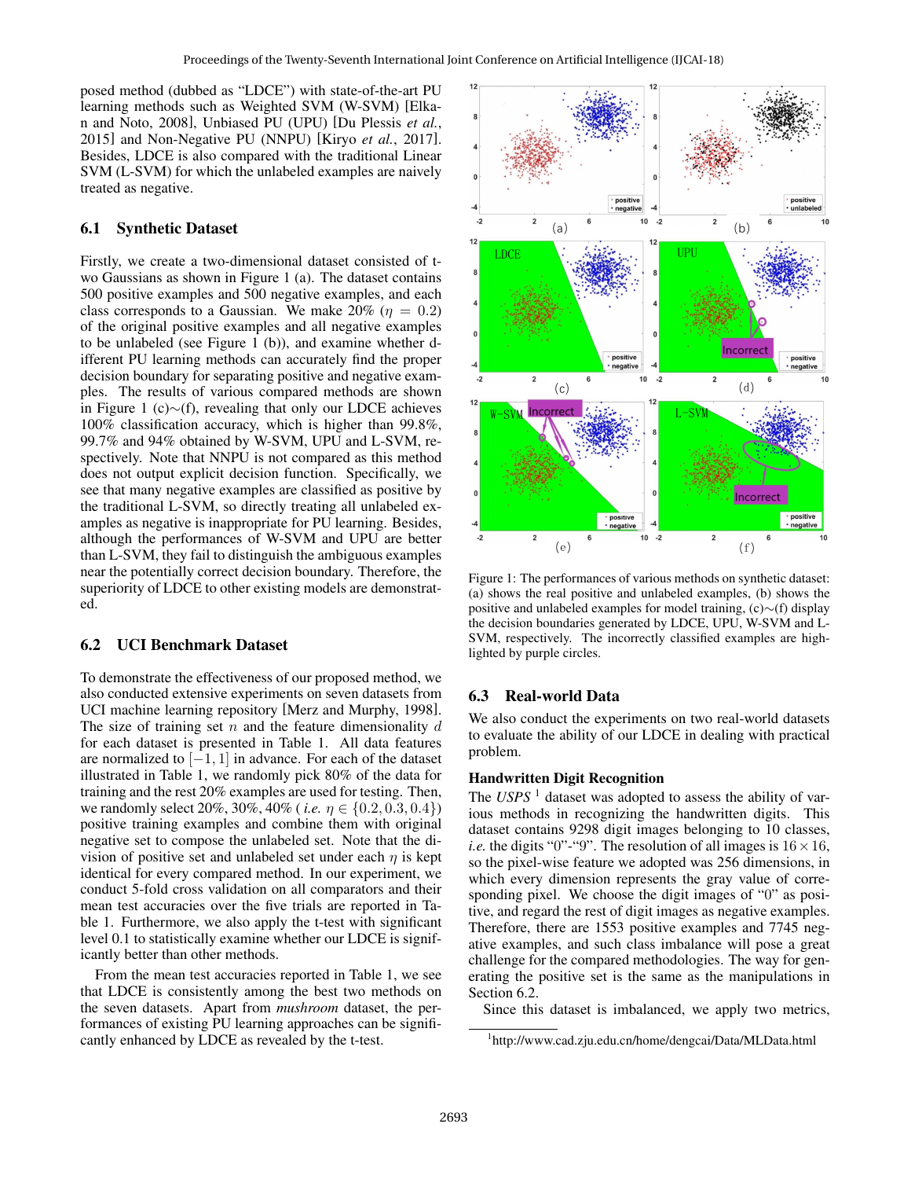posed method (dubbed as "LDCE") with state-of-the-art PU learning methods such as Weighted SVM (W-SVM) [Elkan and Noto, 2008], Unbiased PU (UPU) [Du Plessis *et al.*, 2015] and Non-Negative PU (NNPU) [Kiryo *et al.*, 2017]. Besides, LDCE is also compared with the traditional Linear SVM (L-SVM) for which the unlabeled examples are naively treated as negative.

## 6.1 Synthetic Dataset

Firstly, we create a two-dimensional dataset consisted of two Gaussians as shown in Figure 1 (a). The dataset contains 500 positive examples and 500 negative examples, and each class corresponds to a Gaussian. We make 20% ($\eta = 0.2$) of the original positive examples and all negative examples to be unlabeled (see Figure 1 (b)), and examine whether different PU learning methods can accurately find the proper decision boundary for separating positive and negative examples. The results of various compared methods are shown in Figure 1 (c)$\sim$(f), revealing that only our LDCE achieves 100% classification accuracy, which is higher than 99.8%, 99.7% and 94% obtained by W-SVM, UPU and L-SVM, respectively. Note that NNPU is not compared as this method does not output explicit decision function. Specifically, we see that many negative examples are classified as positive by the traditional L-SVM, so directly treating all unlabeled examples as negative is inappropriate for PU learning. Besides, although the performances of W-SVM and UPU are better than L-SVM, they fail to distinguish the ambiguous examples near the potentially correct decision boundary. Therefore, the superiority of LDCE to other existing models are demonstrated.

Figure 1: The performances of various methods on synthetic dataset: (a) shows the real positive and unlabeled examples, (b) shows the positive and unlabeled examples for model training, (c)$\sim$(f) display the decision boundaries generated by LDCE, UPU, W-SVM and L-SVM, respectively. The incorrectly classified examples are highlighted by purple circles.

## 6.2 UCI Benchmark Dataset

To demonstrate the effectiveness of our proposed method, we also conducted extensive experiments on seven datasets from UCI machine learning repository [Merz and Murphy, 1998]. The size of training set $n$ and the feature dimensionality $d$ for each dataset is presented in Table 1. All data features are normalized to $[-1, 1]$ in advance. For each of the dataset illustrated in Table 1, we randomly pick 80% of the data for training and the rest 20% examples are used for testing. Then, we randomly select 20%, 30%, 40% ( *i.e.* $\eta \in \{0.2, 0.3, 0.4\}$) positive training examples and combine them with original negative set to compose the unlabeled set. Note that the division of positive set and unlabeled set under each $\eta$ is kept identical for every compared method. In our experiment, we conduct 5-fold cross validation on all comparators and their mean test accuracies over the five trials are reported in Table 1. Furthermore, we also apply the t-test with significant level 0.1 to statistically examine whether our LDCE is significantly better than other methods.

From the mean test accuracies reported in Table 1, we see that LDCE is consistently among the best two methods on the seven datasets. Apart from *mushroom* dataset, the performances of existing PU learning approaches can be significantly enhanced by LDCE as revealed by the t-test.

## 6.3 Real-world Data

We also conduct the experiments on two real-world datasets to evaluate the ability of our LDCE in dealing with practical problem.

### Handwritten Digit Recognition

The *USPS* [1] dataset was adopted to assess the ability of various methods in recognizing the handwritten digits. This dataset contains 9298 digit images belonging to 10 classes, *i.e.* the digits "0"-"9". The resolution of all images is $16 \times 16$, so the pixel-wise feature we adopted was 256 dimensions, in which every dimension represents the gray value of corresponding pixel. We choose the digit images of "0" as positive, and regard the rest of digit images as negative examples. Therefore, there are 1553 positive examples and 7745 negative examples, and such class imbalance will pose a great challenge for the compared methodologies. The way for generating the positive set is the same as the manipulations in Section 6.2.

Since this dataset is imbalanced, we apply two metrics,

[1] http://www.cad.zju.edu.cn/home/dengcai/Data/MLData.html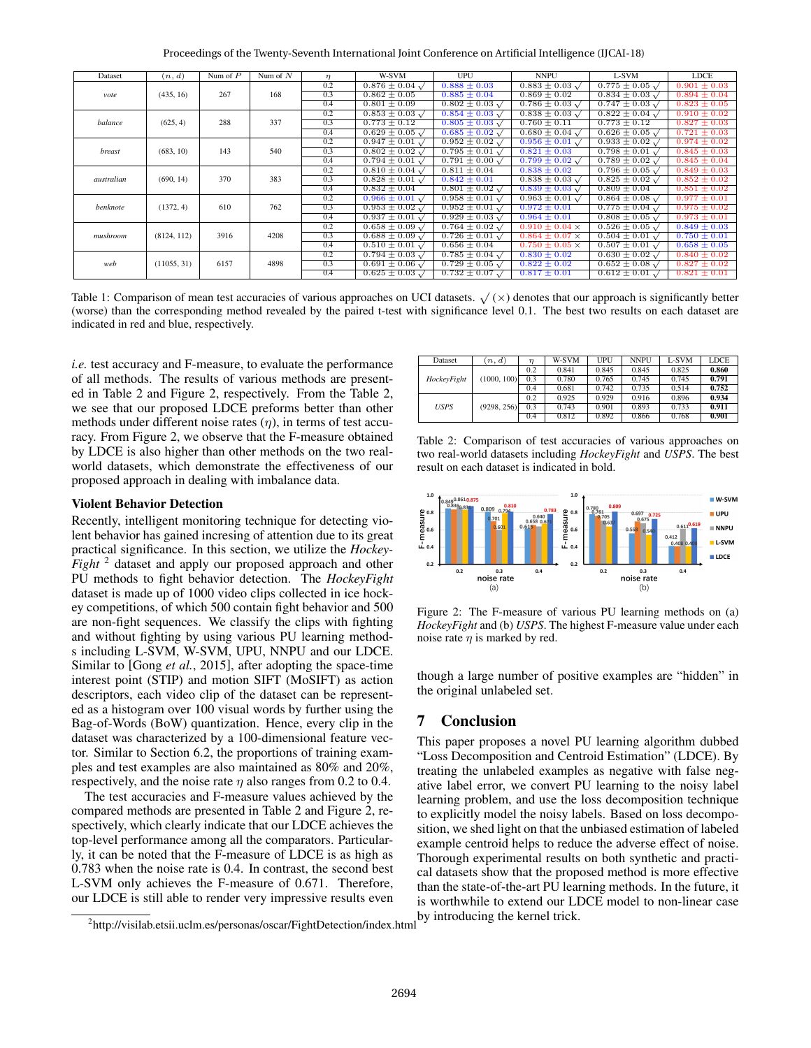| Dataset | $(n, d)$ | Num of $P$ | Num of $N$ | $\eta$ | W-SVM | UPU | NNPU | L-SVM | LDCE |
|---|---|---|---|---|---|---|---|---|---|
| *vote* | (435, 16) | 267 | 168 | 0.2 | $0.876 \pm 0.04$ √ | $0.888 \pm 0.03$ | $0.883 \pm 0.03$ √ | $0.775 \pm 0.05$ √ | $0.901 \pm 0.03$ |
| | | | | 0.3 | $0.862 \pm 0.05$ | $0.885 \pm 0.04$ | $0.869 \pm 0.02$ | $0.834 \pm 0.03$ √ | $0.894 \pm 0.04$ |
| | | | | 0.4 | $0.801 \pm 0.09$ | $0.802 \pm 0.03$ √ | $0.786 \pm 0.03$ √ | $0.747 \pm 0.03$ √ | $0.823 \pm 0.05$ |
| *balance* | (625, 4) | 288 | 337 | 0.2 | $0.853 \pm 0.03$ √ | $0.854 \pm 0.03$ √ | $0.838 \pm 0.03$ √ | $0.822 \pm 0.04$ √ | $0.910 \pm 0.02$ |
| | | | | 0.3 | $0.773 \pm 0.12$ | $0.805 \pm 0.03$ √ | $0.760 \pm 0.11$ | $0.773 \pm 0.12$ | $0.827 \pm 0.03$ |
| | | | | 0.4 | $0.629 \pm 0.05$ √ | $0.685 \pm 0.02$ √ | $0.680 \pm 0.04$ √ | $0.626 \pm 0.05$ √ | $0.721 \pm 0.03$ |
| *breast* | (683, 10) | 143 | 540 | 0.2 | $0.947 \pm 0.01$ √ | $0.952 \pm 0.02$ √ | $0.956 \pm 0.01$ √ | $0.933 \pm 0.02$ √ | $0.974 \pm 0.02$ |
| | | | | 0.3 | $0.802 \pm 0.02$ √ | $0.795 \pm 0.01$ √ | $0.821 \pm 0.03$ | $0.798 \pm 0.01$ √ | $0.845 \pm 0.03$ |
| | | | | 0.4 | $0.794 \pm 0.01$ √ | $0.791 \pm 0.00$ √ | $0.799 \pm 0.02$ √ | $0.789 \pm 0.02$ √ | $0.845 \pm 0.04$ |
| *australian* | (690, 14) | 370 | 383 | 0.2 | $0.810 \pm 0.04$ √ | $0.811 \pm 0.04$ | $0.838 \pm 0.02$ | $0.796 \pm 0.05$ √ | $0.849 \pm 0.03$ |
| | | | | 0.3 | $0.828 \pm 0.01$ √ | $0.842 \pm 0.01$ | $0.838 \pm 0.03$ √ | $0.825 \pm 0.02$ √ | $0.852 \pm 0.02$ |
| | | | | 0.4 | $0.832 \pm 0.04$ | $0.801 \pm 0.02$ √ | $0.839 \pm 0.03$ √ | $0.809 \pm 0.04$ | $0.851 \pm 0.02$ |
| *benknote* | (1372, 4) | 610 | 762 | 0.2 | $0.966 \pm 0.01$ √ | $0.958 \pm 0.01$ √ | $0.963 \pm 0.01$ √ | $0.864 \pm 0.08$ √ | $0.977 \pm 0.01$ |
| | | | | 0.3 | $0.953 \pm 0.02$ √ | $0.952 \pm 0.01$ √ | $0.972 \pm 0.01$ | $0.775 \pm 0.04$ √ | $0.975 \pm 0.02$ |
| | | | | 0.4 | $0.937 \pm 0.01$ √ | $0.929 \pm 0.03$ √ | $0.964 \pm 0.01$ | $0.808 \pm 0.05$ √ | $0.973 \pm 0.01$ |
| *mushroom* | (8124, 112) | 3916 | 4208 | 0.2 | $0.658 \pm 0.09$ √ | $0.764 \pm 0.02$ √ | $0.910 \pm 0.04$ × | $0.526 \pm 0.05$ √ | $0.849 \pm 0.03$ |
| | | | | 0.3 | $0.688 \pm 0.09$ √ | $0.726 \pm 0.01$ √ | $0.864 \pm 0.07$ × | $0.504 \pm 0.01$ √ | $0.750 \pm 0.01$ |
| | | | | 0.4 | $0.510 \pm 0.01$ √ | $0.656 \pm 0.04$ | $0.750 \pm 0.05$ × | $0.507 \pm 0.01$ √ | $0.658 \pm 0.05$ |
| *web* | (11055, 31) | 6157 | 4898 | 0.2 | $0.794 \pm 0.03$ √ | $0.785 \pm 0.04$ √ | $0.830 \pm 0.02$ | $0.630 \pm 0.02$ √ | $0.840 \pm 0.02$ |
| | | | | 0.3 | $0.691 \pm 0.06$ √ | $0.729 \pm 0.05$ √ | $0.822 \pm 0.02$ | $0.652 \pm 0.08$ √ | $0.827 \pm 0.02$ |
| | | | | 0.4 | $0.625 \pm 0.03$ √ | $0.732 \pm 0.07$ √ | $0.817 \pm 0.01$ | $0.612 \pm 0.01$ √ | $0.821 \pm 0.01$ |

Table 1: Comparison of mean test accuracies of various approaches on UCI datasets. √ (×) denotes that our approach is significantly better (worse) than the corresponding method revealed by the paired t-test with significance level 0.1. The best two results on each dataset are indicated in red and blue, respectively.

*i.e.* test accuracy and F-measure, to evaluate the performance of all methods. The results of various methods are presented in Table 2 and Figure 2, respectively. From the Table 2, we see that our proposed LDCE preforms better than other methods under different noise rates ($\eta$), in terms of test accuracy. From Figure 2, we observe that the F-measure obtained by LDCE is also higher than other methods on the two real-world datasets, which demonstrate the effectiveness of our proposed approach in dealing with imbalance data.

### Violent Behavior Detection

Recently, intelligent monitoring technique for detecting violent behavior has gained incresing of attention due to its great practical significance. In this section, we utilize the *HockeyFight* [2] dataset and apply our proposed approach and other PU methods to fight behavior detection. The *HockeyFight* dataset is made up of 1000 video clips collected in ice hockey competitions, of which 500 contain fight behavior and 500 are non-fight sequences. We classify the clips with fighting and without fighting by using various PU learning methods including L-SVM, W-SVM, UPU, NNPU and our LDCE. Similar to [Gong *et al.*, 2015], after adopting the space-time interest point (STIP) and motion SIFT (MoSIFT) as action descriptors, each video clip of the dataset can be represented as a histogram over 100 visual words by further using the Bag-of-Words (BoW) quantization. Hence, every clip in the dataset was characterized by a 100-dimensional feature vector. Similar to Section 6.2, the proportions of training examples and test examples are also maintained as 80% and 20%, respectively, and the noise rate $\eta$ also ranges from 0.2 to 0.4.

The test accuracies and F-measure values achieved by the compared methods are presented in Table 2 and Figure 2, respectively, which clearly indicate that our LDCE achieves the top-level performance among all the comparators. Particularly, it can be noted that the F-measure of LDCE is as high as 0.783 when the noise rate is 0.4. In contrast, the second best L-SVM only achieves the F-measure of 0.671. Therefore, our LDCE is still able to render very impressive results even though a large number of positive examples are "hidden" in the original unlabeled set.

[2] http://visilab.etsii.uclm.es/personas/oscar/FightDetection/index.html

| Dataset | $(n, d)$ | $\eta$ | W-SVM | UPU | NNPU | L-SVM | LDCE |
|---|---|---|---|---|---|---|---|
| *HockeyFight* | (1000, 100) | 0.2 | 0.841 | 0.845 | 0.845 | 0.825 | **0.860** |
| | | 0.3 | 0.780 | 0.765 | 0.745 | 0.745 | **0.791** |
| | | 0.4 | 0.681 | 0.742 | 0.735 | 0.514 | **0.752** |
| *USPS* | (9298, 256) | 0.2 | 0.925 | 0.929 | 0.916 | 0.896 | **0.934** |
| | | 0.3 | 0.743 | 0.901 | 0.893 | 0.733 | **0.911** |
| | | 0.4 | 0.812 | 0.892 | 0.866 | 0.768 | **0.901** |

Table 2: Comparison of test accuracies of various approaches on two real-world datasets including *HockeyFight* and *USPS*. The best result on each dataset is indicated in bold.

Figure 2: The F-measure of various PU learning methods on (a) *HockeyFight* and (b) *USPS*. The highest F-measure value under each noise rate $\eta$ is marked by red.

## 7 Conclusion

This paper proposes a novel PU learning algorithm dubbed "Loss Decomposition and Centroid Estimation" (LDCE). By treating the unlabeled examples as negative with false negative label error, we convert PU learning to the noisy label learning problem, and use the loss decomposition technique to explicitly model the noisy labels. Based on loss decomposition, we shed light on that the unbiased estimation of labeled example centroid helps to reduce the adverse effect of noise. Thorough experimental results on both synthetic and practical datasets show that the proposed method is more effective than the state-of-the-art PU learning methods. In the future, it is worthwhile to extend our LDCE model to non-linear case by introducing the kernel trick.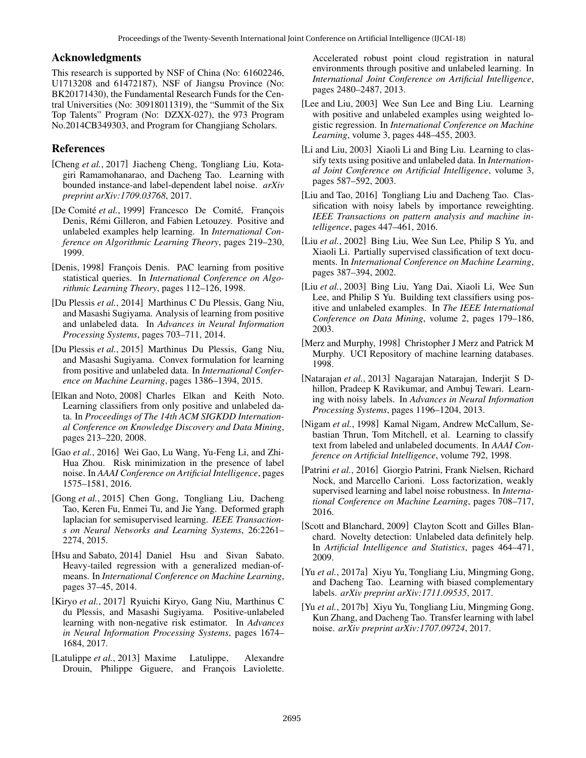## Acknowledgments

This research is supported by NSF of China (No: 61602246, U1713208 and 61472187), NSF of Jiangsu Province (No: BK20171430), the Fundamental Research Funds for the Central Universities (No: 30918011319), the "Summit of the Six Top Talents" Program (No: DZXX-027), the 973 Program No.2014CB349303, and Program for Changjiang Scholars.

## References

[Cheng *et al.*, 2017] Jiacheng Cheng, Tongliang Liu, Kotagiri Ramamohanarao, and Dacheng Tao. Learning with bounded instance-and label-dependent label noise. *arXiv preprint arXiv:1709.03768*, 2017.

[De Comité *et al.*, 1999] Francesco De Comité, François Denis, Rémi Gilleron, and Fabien Letouzey. Positive and unlabeled examples help learning. In *International Conference on Algorithmic Learning Theory*, pages 219–230, 1999.

[Denis, 1998] François Denis. PAC learning from positive statistical queries. In *International Conference on Algorithmic Learning Theory*, pages 112–126, 1998.

[Du Plessis *et al.*, 2014] Marthinus C Du Plessis, Gang Niu, and Masashi Sugiyama. Analysis of learning from positive and unlabeled data. In *Advances in Neural Information Processing Systems*, pages 703–711, 2014.

[Du Plessis *et al.*, 2015] Marthinus Du Plessis, Gang Niu, and Masashi Sugiyama. Convex formulation for learning from positive and unlabeled data. In *International Conference on Machine Learning*, pages 1386–1394, 2015.

[Elkan and Noto, 2008] Charles Elkan and Keith Noto. Learning classifiers from only positive and unlabeled data. In *Proceedings of The 14th ACM SIGKDD International Conference on Knowledge Discovery and Data Mining*, pages 213–220, 2008.

[Gao *et al.*, 2016] Wei Gao, Lu Wang, Yu-Feng Li, and Zhi-Hua Zhou. Risk minimization in the presence of label noise. In *AAAI Conference on Artificial Intelligence*, pages 1575–1581, 2016.

[Gong *et al.*, 2015] Chen Gong, Tongliang Liu, Dacheng Tao, Keren Fu, Enmei Tu, and Jie Yang. Deformed graph laplacian for semisupervised learning. *IEEE Transactions on Neural Networks and Learning Systems*, 26:2261–2274, 2015.

[Hsu and Sabato, 2014] Daniel Hsu and Sivan Sabato. Heavy-tailed regression with a generalized median-of-means. In *International Conference on Machine Learning*, pages 37–45, 2014.

[Kiryo *et al.*, 2017] Ryuichi Kiryo, Gang Niu, Marthinus C du Plessis, and Masashi Sugiyama. Positive-unlabeled learning with non-negative risk estimator. In *Advances in Neural Information Processing Systems*, pages 1674–1684, 2017.

[Latulippe *et al.*, 2013] Maxime Latulippe, Alexandre Drouin, Philippe Giguere, and François Laviolette. Accelerated robust point cloud registration in natural environments through positive and unlabeled learning. In *International Joint Conference on Artificial Intelligence*, pages 2480–2487, 2013.

[Lee and Liu, 2003] Wee Sun Lee and Bing Liu. Learning with positive and unlabeled examples using weighted logistic regression. In *International Conference on Machine Learning*, volume 3, pages 448–455, 2003.

[Li and Liu, 2003] Xiaoli Li and Bing Liu. Learning to classify texts using positive and unlabeled data. In *International Joint Conference on Artificial Intelligence*, volume 3, pages 587–592, 2003.

[Liu and Tao, 2016] Tongliang Liu and Dacheng Tao. Classification with noisy labels by importance reweighting. *IEEE Transactions on pattern analysis and machine intelligence*, pages 447–461, 2016.

[Liu *et al.*, 2002] Bing Liu, Wee Sun Lee, Philip S Yu, and Xiaoli Li. Partially supervised classification of text documents. In *International Conference on Machine Learning*, pages 387–394, 2002.

[Liu *et al.*, 2003] Bing Liu, Yang Dai, Xiaoli Li, Wee Sun Lee, and Philip S Yu. Building text classifiers using positive and unlabeled examples. In *The IEEE International Conference on Data Mining*, volume 2, pages 179–186, 2003.

[Merz and Murphy, 1998] Christopher J Merz and Patrick M Murphy. UCI Repository of machine learning databases. 1998.

[Natarajan *et al.*, 2013] Nagarajan Natarajan, Inderjit S Dhillon, Pradeep K Ravikumar, and Ambuj Tewari. Learning with noisy labels. In *Advances in Neural Information Processing Systems*, pages 1196–1204, 2013.

[Nigam *et al.*, 1998] Kamal Nigam, Andrew McCallum, Sebastian Thrun, Tom Mitchell, et al. Learning to classify text from labeled and unlabeled documents. In *AAAI Conference on Artificial Intelligence*, volume 792, 1998.

[Patrini *et al.*, 2016] Giorgio Patrini, Frank Nielsen, Richard Nock, and Marcello Carioni. Loss factorization, weakly supervised learning and label noise robustness. In *International Conference on Machine Learning*, pages 708–717, 2016.

[Scott and Blanchard, 2009] Clayton Scott and Gilles Blanchard. Novelty detection: Unlabeled data definitely help. In *Artificial Intelligence and Statistics*, pages 464–471, 2009.

[Yu *et al.*, 2017a] Xiyu Yu, Tongliang Liu, Mingming Gong, and Dacheng Tao. Learning with biased complementary labels. *arXiv preprint arXiv:1711.09535*, 2017.

[Yu *et al.*, 2017b] Xiyu Yu, Tongliang Liu, Mingming Gong, Kun Zhang, and Dacheng Tao. Transfer learning with label noise. *arXiv preprint arXiv:1707.09724*, 2017.